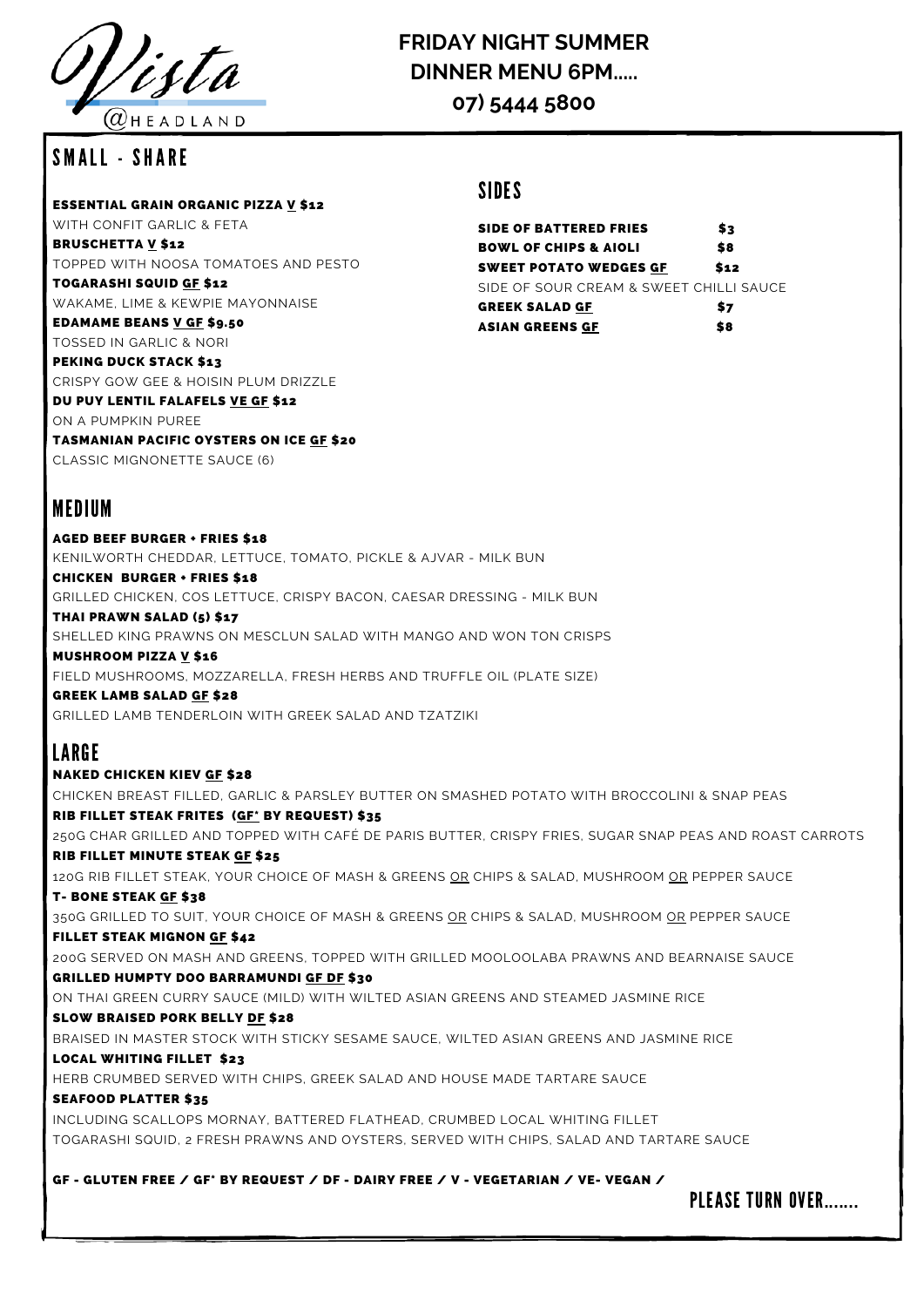Vista @HEADLAND

# FRIDAY NIGHT SUMMER DINNER MENU 6PM.....

**07) 5444 5800**

## SMALL - SHARE

**ESSENTIAL GRAIN ORGANIC PIZZA V $12**
WITH CONFIT GARLIC & FETA

**BRUSCHETTA V $12**
TOPPED WITH NOOSA TOMATOES AND PESTO

**TOGARASHI SQUID GF $12**
WAKAME, LIME & KEWPIE MAYONNAISE

**EDAMAME BEANS V GF $9.50**
TOSSED IN GARLIC & NORI

**PEKING DUCK STACK $13**
CRISPY GOW GEE & HOISIN PLUM DRIZZLE

**DU PUY LENTIL FALAFELS VE GF $12**
ON A PUMPKIN PUREE

**TASMANIAN PACIFIC OYSTERS ON ICE GF $20**
CLASSIC MIGNONETTE SAUCE (6)

## SIDES

| | |
|---|---|
| **SIDE OF BATTERED FRIES** | **$3** |
| **BOWL OF CHIPS & AIOLI** | **$8** |
| **SWEET POTATO WEDGES GF** | **$12** |
| SIDE OF SOUR CREAM & SWEET CHILLI SAUCE | |
| **GREEK SALAD GF** | **$7** |
| **ASIAN GREENS GF** | **$8** |

## MEDIUM

**AGED BEEF BURGER + FRIES $18**
KENILWORTH CHEDDAR, LETTUCE, TOMATO, PICKLE & AJVAR - MILK BUN

**CHICKEN BURGER + FRIES $18**
GRILLED CHICKEN, COS LETTUCE, CRISPY BACON, CAESAR DRESSING - MILK BUN

**THAI PRAWN SALAD (5) $17**
SHELLED KING PRAWNS ON MESCLUN SALAD WITH MANGO AND WON TON CRISPS

**MUSHROOM PIZZA V $16**
FIELD MUSHROOMS, MOZZARELLA, FRESH HERBS AND TRUFFLE OIL (PLATE SIZE)

**GREEK LAMB SALAD GF $28**
GRILLED LAMB TENDERLOIN WITH GREEK SALAD AND TZATZIKI

## LARGE

**NAKED CHICKEN KIEV GF $28**
CHICKEN BREAST FILLED, GARLIC & PARSLEY BUTTER ON SMASHED POTATO WITH BROCCOLINI & SNAP PEAS

**RIB FILLET STEAK FRITES (GF* BY REQUEST) $35**
250G CHAR GRILLED AND TOPPED WITH CAFÉ DE PARIS BUTTER, CRISPY FRIES, SUGAR SNAP PEAS AND ROAST CARROTS

**RIB FILLET MINUTE STEAK GF $25**
120G RIB FILLET STEAK, YOUR CHOICE OF MASH & GREENS OR CHIPS & SALAD, MUSHROOM OR PEPPER SAUCE

**T- BONE STEAK GF $38**
350G GRILLED TO SUIT, YOUR CHOICE OF MASH & GREENS OR CHIPS & SALAD, MUSHROOM OR PEPPER SAUCE

**FILLET STEAK MIGNON GF $42**
200G SERVED ON MASH AND GREENS, TOPPED WITH GRILLED MOOLOOLABA PRAWNS AND BEARNAISE SAUCE

**GRILLED HUMPTY DOO BARRAMUNDI GF DF $30**
ON THAI GREEN CURRY SAUCE (MILD) WITH WILTED ASIAN GREENS AND STEAMED JASMINE RICE

**SLOW BRAISED PORK BELLY DF $28**
BRAISED IN MASTER STOCK WITH STICKY SESAME SAUCE, WILTED ASIAN GREENS AND JASMINE RICE

**LOCAL WHITING FILLET $23**
HERB CRUMBED SERVED WITH CHIPS, GREEK SALAD AND HOUSE MADE TARTARE SAUCE

**SEAFOOD PLATTER $35**
INCLUDING SCALLOPS MORNAY, BATTERED FLATHEAD, CRUMBED LOCAL WHITING FILLET
TOGARASHI SQUID, 2 FRESH PRAWNS AND OYSTERS, SERVED WITH CHIPS, SALAD AND TARTARE SAUCE

**GF - GLUTEN FREE / GF* BY REQUEST / DF - DAIRY FREE / V - VEGETARIAN / VE- VEGAN /**

PLEASE TURN OVER.......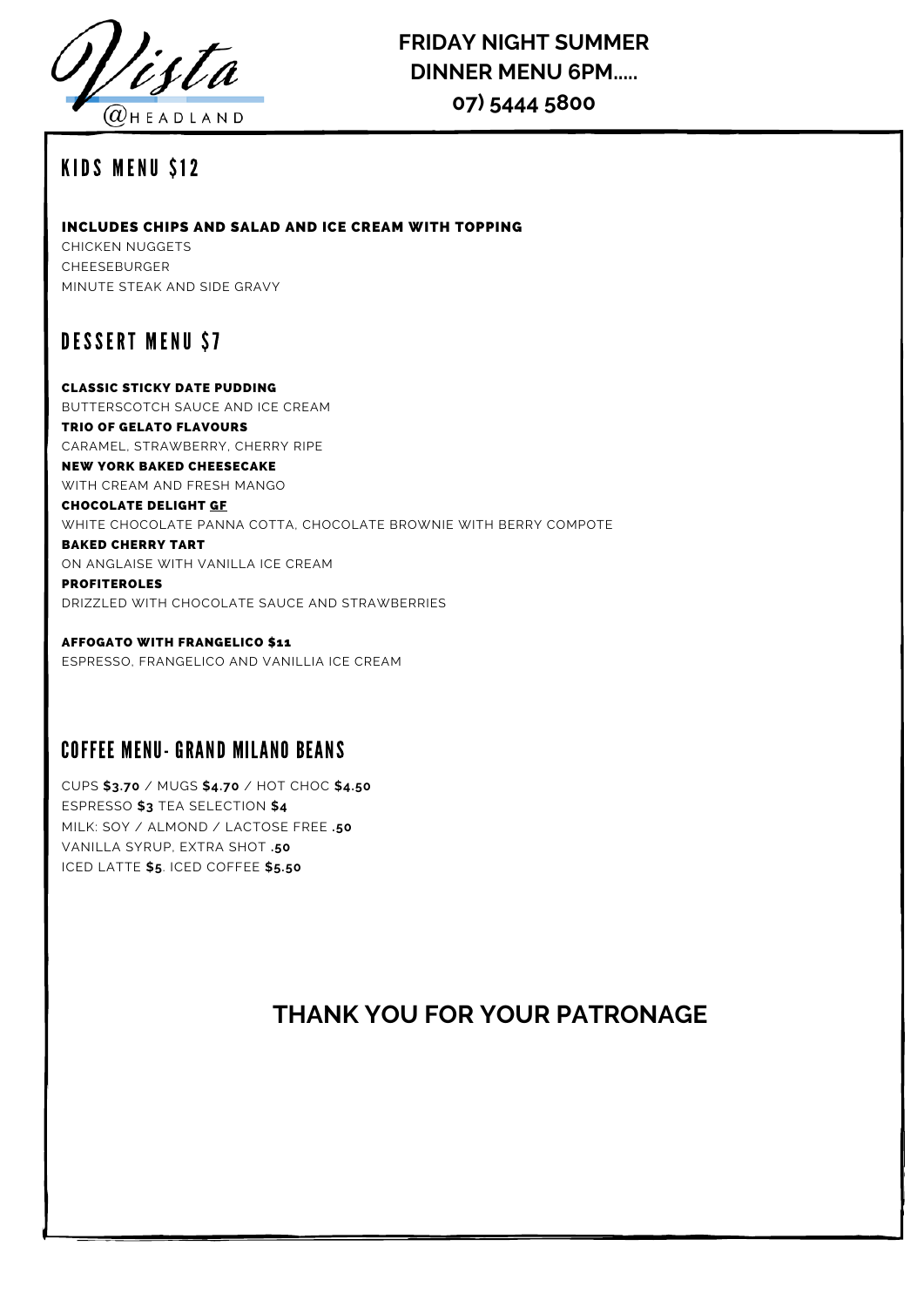Vista @HEADLAND

**FRIDAY NIGHT SUMMER DINNER MENU 6PM.....**

**07) 5444 5800**

## KIDS MENU $12

**INCLUDES CHIPS AND SALAD AND ICE CREAM WITH TOPPING**

CHICKEN NUGGETS
CHEESEBURGER
MINUTE STEAK AND SIDE GRAVY

## DESSERT MENU $7

**CLASSIC STICKY DATE PUDDING**
BUTTERSCOTCH SAUCE AND ICE CREAM

**TRIO OF GELATO FLAVOURS**
CARAMEL, STRAWBERRY, CHERRY RIPE

**NEW YORK BAKED CHEESECAKE**
WITH CREAM AND FRESH MANGO

**CHOCOLATE DELIGHT GF**
WHITE CHOCOLATE PANNA COTTA, CHOCOLATE BROWNIE WITH BERRY COMPOTE

**BAKED CHERRY TART**
ON ANGLAISE WITH VANILLA ICE CREAM

**PROFITEROLES**
DRIZZLED WITH CHOCOLATE SAUCE AND STRAWBERRIES

**AFFOGATO WITH FRANGELICO $11**
ESPRESSO, FRANGELICO AND VANILLIA ICE CREAM

## COFFEE MENU- GRAND MILANO BEANS

CUPS **$3.70** / MUGS **$4.70** / HOT CHOC **$4.50**
ESPRESSO **$3** TEA SELECTION **$4**
MILK: SOY / ALMOND / LACTOSE FREE **.50**
VANILLA SYRUP, EXTRA SHOT **.50**
ICED LATTE **$5**. ICED COFFEE **$5.50**

## THANK YOU FOR YOUR PATRONAGE